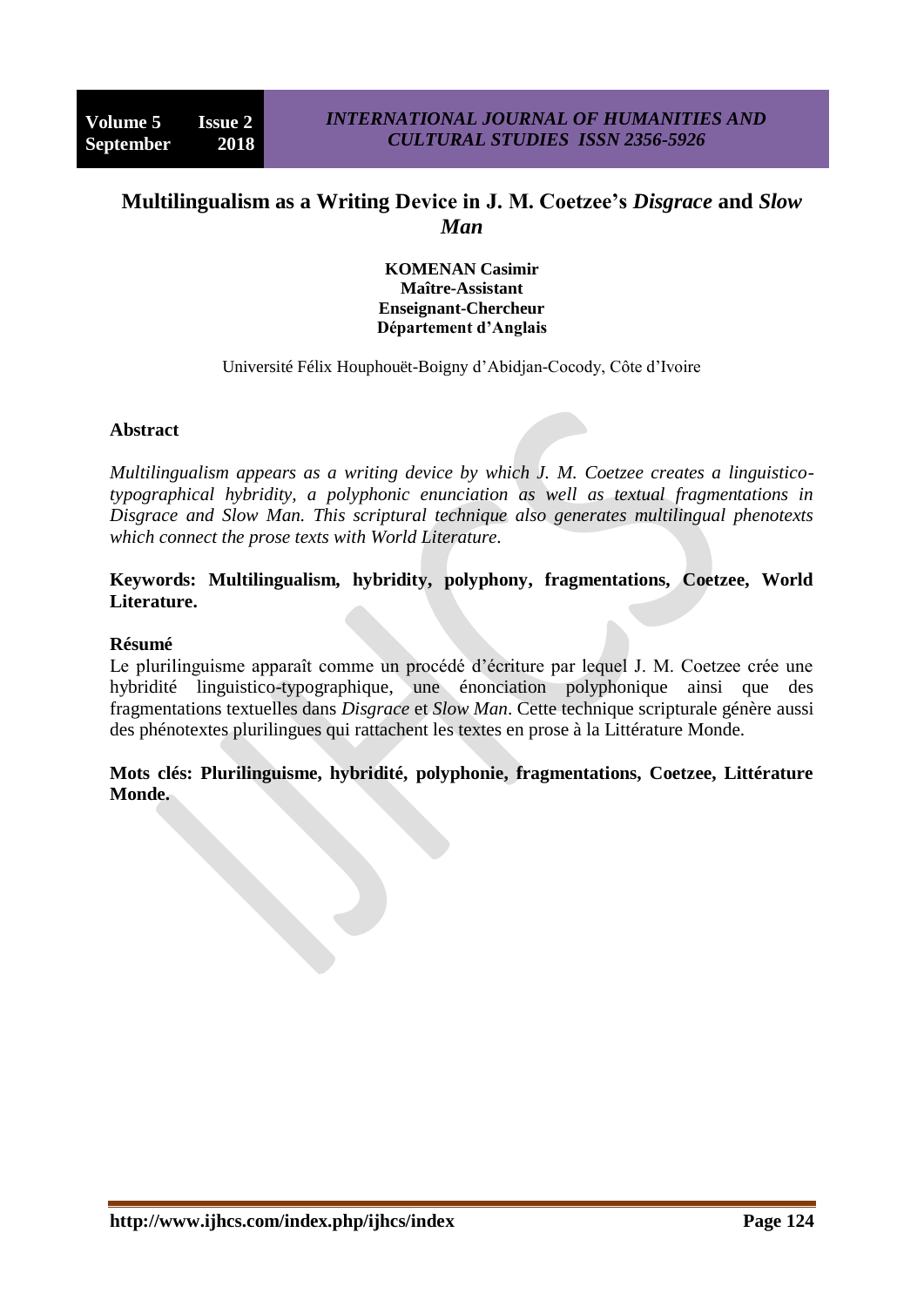# Multilingualism as a Writing Device in J. M. Coetzee's *Disgrace* and *Slow Man*

**KOMENAN Casimir**
**Maître-Assistant**
**Enseignant-Chercheur**
**Département d'Anglais**

Université Félix Houphouët-Boigny d'Abidjan-Cocody, Côte d'Ivoire

## Abstract

*Multilingualism appears as a writing device by which J. M. Coetzee creates a linguistico-typographical hybridity, a polyphonic enunciation as well as textual fragmentations in Disgrace and Slow Man. This scriptural technique also generates multilingual phenotexts which connect the prose texts with World Literature.*

**Keywords: Multilingualism, hybridity, polyphony, fragmentations, Coetzee, World Literature.**

## Résumé

Le plurilinguisme apparaît comme un procédé d'écriture par lequel J. M. Coetzee crée une hybridité linguistico-typographique, une énonciation polyphonique ainsi que des fragmentations textuelles dans *Disgrace* et *Slow Man*. Cette technique scripturale génère aussi des phénotextes plurilingues qui rattachent les textes en prose à la Littérature Monde.

**Mots clés: Plurilinguisme, hybridité, polyphonie, fragmentations, Coetzee, Littérature Monde.**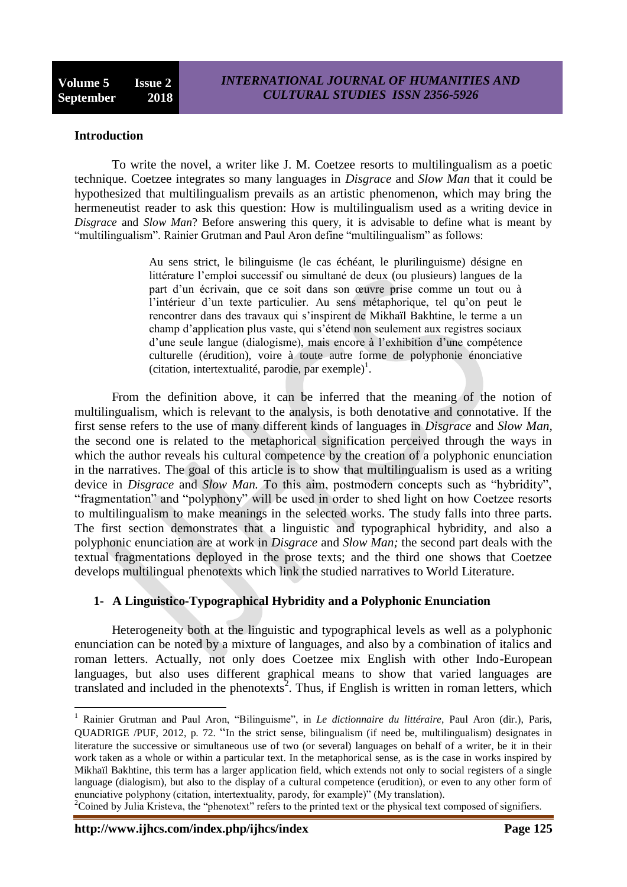## Introduction

To write the novel, a writer like J. M. Coetzee resorts to multilingualism as a poetic technique. Coetzee integrates so many languages in *Disgrace* and *Slow Man* that it could be hypothesized that multilingualism prevails as an artistic phenomenon, which may bring the hermeneutist reader to ask this question: How is multilingualism used as a writing device in *Disgrace* and *Slow Man*? Before answering this query, it is advisable to define what is meant by "multilingualism". Rainier Grutman and Paul Aron define "multilingualism" as follows:

> Au sens strict, le bilinguisme (le cas échéant, le plurilinguisme) désigne en littérature l'emploi successif ou simultané de deux (ou plusieurs) langues de la part d'un écrivain, que ce soit dans son œuvre prise comme un tout ou à l'intérieur d'un texte particulier. Au sens métaphorique, tel qu'on peut le rencontrer dans des travaux qui s'inspirent de Mikhaïl Bakhtine, le terme a un champ d'application plus vaste, qui s'étend non seulement aux registres sociaux d'une seule langue (dialogisme), mais encore à l'exhibition d'une compétence culturelle (érudition), voire à toute autre forme de polyphonie énonciative (citation, intertextualité, parodie, par exemple)[1].

From the definition above, it can be inferred that the meaning of the notion of multilingualism, which is relevant to the analysis, is both denotative and connotative. If the first sense refers to the use of many different kinds of languages in *Disgrace* and *Slow Man*, the second one is related to the metaphorical signification perceived through the ways in which the author reveals his cultural competence by the creation of a polyphonic enunciation in the narratives. The goal of this article is to show that multilingualism is used as a writing device in *Disgrace* and *Slow Man.* To this aim, postmodern concepts such as "hybridity", "fragmentation" and "polyphony" will be used in order to shed light on how Coetzee resorts to multilingualism to make meanings in the selected works. The study falls into three parts. The first section demonstrates that a linguistic and typographical hybridity, and also a polyphonic enunciation are at work in *Disgrace* and *Slow Man;* the second part deals with the textual fragmentations deployed in the prose texts; and the third one shows that Coetzee develops multilingual phenotexts which link the studied narratives to World Literature.

### 1- A Linguistico-Typographical Hybridity and a Polyphonic Enunciation

Heterogeneity both at the linguistic and typographical levels as well as a polyphonic enunciation can be noted by a mixture of languages, and also by a combination of italics and roman letters. Actually, not only does Coetzee mix English with other Indo-European languages, but also uses different graphical means to show that varied languages are translated and included in the phenotexts[2]. Thus, if English is written in roman letters, which

---

[1] Rainier Grutman and Paul Aron, "Bilinguisme", in *Le dictionnaire du littéraire*, Paul Aron (dir.), Paris, QUADRIGE /PUF, 2012, p. 72. "In the strict sense, bilingualism (if need be, multilingualism) designates in literature the successive or simultaneous use of two (or several) languages on behalf of a writer, be it in their work taken as a whole or within a particular text. In the metaphorical sense, as is the case in works inspired by Mikhaïl Bakhtine, this term has a larger application field, which extends not only to social registers of a single language (dialogism), but also to the display of a cultural competence (erudition), or even to any other form of enunciative polyphony (citation, intertextuality, parody, for example)" (My translation).

[2] Coined by Julia Kristeva, the "phenotext" refers to the printed text or the physical text composed of signifiers.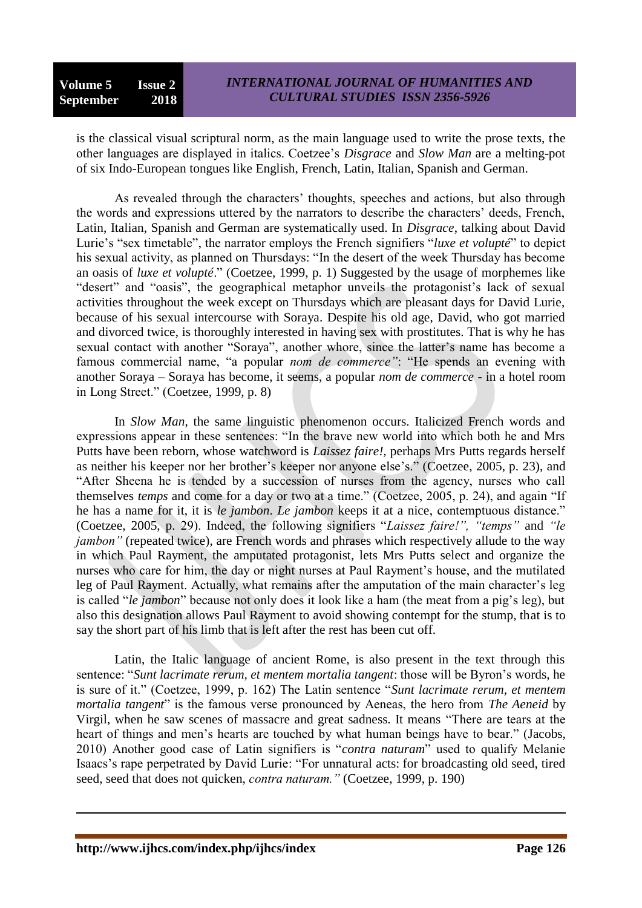is the classical visual scriptural norm, as the main language used to write the prose texts, the other languages are displayed in italics. Coetzee's *Disgrace* and *Slow Man* are a melting-pot of six Indo-European tongues like English, French, Latin, Italian, Spanish and German.

As revealed through the characters' thoughts, speeches and actions, but also through the words and expressions uttered by the narrators to describe the characters' deeds, French, Latin, Italian, Spanish and German are systematically used. In *Disgrace*, talking about David Lurie's "sex timetable", the narrator employs the French signifiers "*luxe et volupté*" to depict his sexual activity, as planned on Thursdays: "In the desert of the week Thursday has become an oasis of *luxe et volupté*." (Coetzee, 1999, p. 1) Suggested by the usage of morphemes like "desert" and "oasis", the geographical metaphor unveils the protagonist's lack of sexual activities throughout the week except on Thursdays which are pleasant days for David Lurie, because of his sexual intercourse with Soraya. Despite his old age, David, who got married and divorced twice, is thoroughly interested in having sex with prostitutes. That is why he has sexual contact with another "Soraya", another whore, since the latter's name has become a famous commercial name, "a popular *nom de commerce"*: "He spends an evening with another Soraya – Soraya has become, it seems, a popular *nom de commerce* - in a hotel room in Long Street." (Coetzee, 1999, p. 8)

In *Slow Man*, the same linguistic phenomenon occurs. Italicized French words and expressions appear in these sentences: "In the brave new world into which both he and Mrs Putts have been reborn, whose watchword is *Laissez faire!,* perhaps Mrs Putts regards herself as neither his keeper nor her brother's keeper nor anyone else's." (Coetzee, 2005, p. 23), and "After Sheena he is tended by a succession of nurses from the agency, nurses who call themselves *temps* and come for a day or two at a time." (Coetzee, 2005, p. 24), and again "If he has a name for it, it is *le jambon*. *Le jambon* keeps it at a nice, contemptuous distance." (Coetzee, 2005, p. 29). Indeed, the following signifiers "*Laissez faire!", "temps"* and *"le jambon"* (repeated twice), are French words and phrases which respectively allude to the way in which Paul Rayment, the amputated protagonist, lets Mrs Putts select and organize the nurses who care for him, the day or night nurses at Paul Rayment's house, and the mutilated leg of Paul Rayment. Actually, what remains after the amputation of the main character's leg is called "*le jambon*" because not only does it look like a ham (the meat from a pig's leg), but also this designation allows Paul Rayment to avoid showing contempt for the stump, that is to say the short part of his limb that is left after the rest has been cut off.

Latin, the Italic language of ancient Rome, is also present in the text through this sentence: "*Sunt lacrimate rerum, et mentem mortalia tangent*: those will be Byron's words, he is sure of it." (Coetzee, 1999, p. 162) The Latin sentence "*Sunt lacrimate rerum, et mentem mortalia tangent*" is the famous verse pronounced by Aeneas, the hero from *The Aeneid* by Virgil, when he saw scenes of massacre and great sadness. It means "There are tears at the heart of things and men's hearts are touched by what human beings have to bear." (Jacobs, 2010) Another good case of Latin signifiers is "*contra naturam*" used to qualify Melanie Isaacs's rape perpetrated by David Lurie: "For unnatural acts: for broadcasting old seed, tired seed, seed that does not quicken, *contra naturam."* (Coetzee, 1999, p. 190)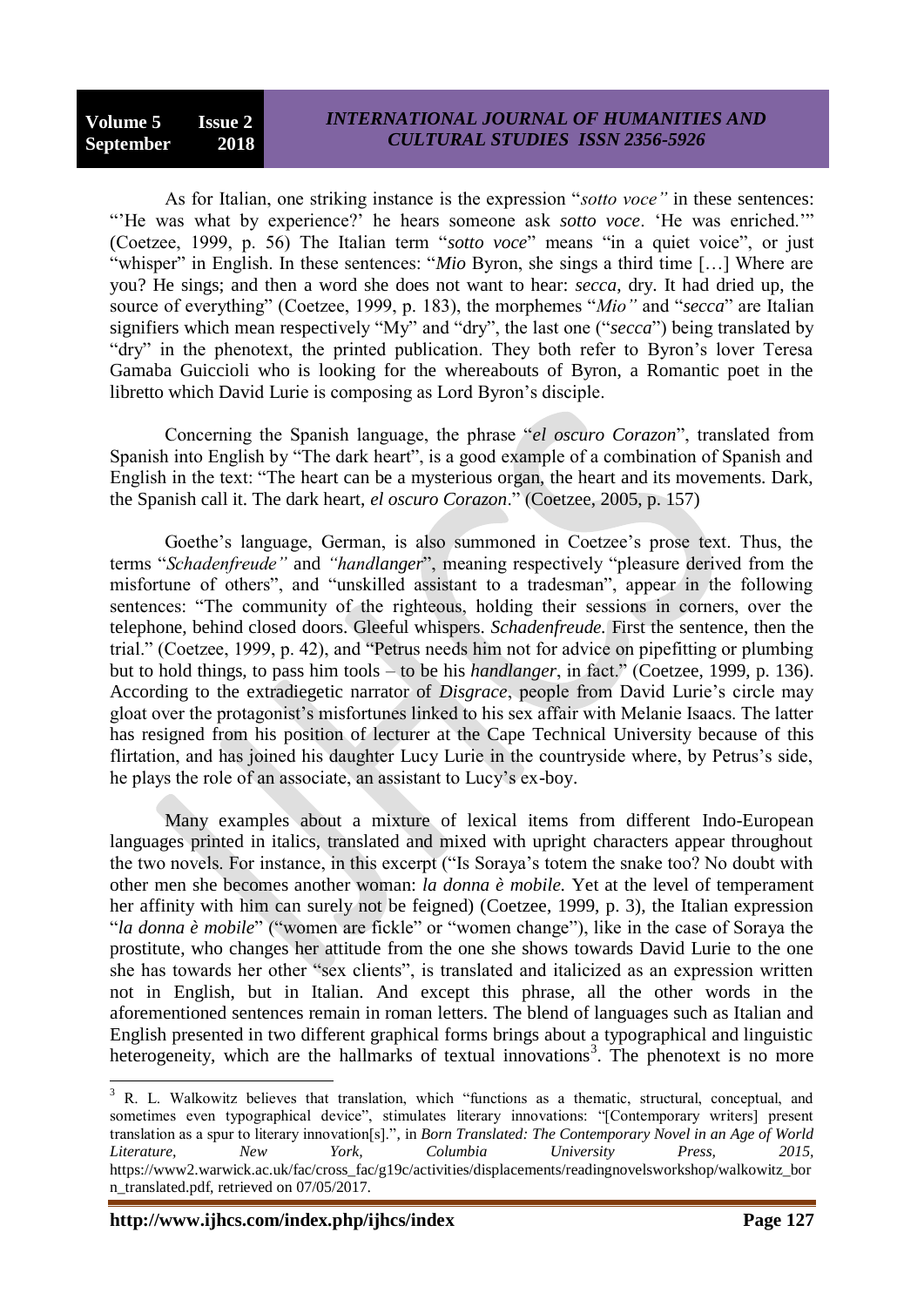As for Italian, one striking instance is the expression "*sotto voce"* in these sentences: "'He was what by experience?' he hears someone ask *sotto voce*. 'He was enriched.'" (Coetzee, 1999, p. 56) The Italian term "*sotto voce*" means "in a quiet voice", or just "whisper" in English. In these sentences: "*Mio* Byron, she sings a third time […] Where are you? He sings; and then a word she does not want to hear: *secca*, dry. It had dried up, the source of everything" (Coetzee, 1999, p. 183), the morphemes "*Mio"* and "*secca*" are Italian signifiers which mean respectively "My" and "dry", the last one ("*secca*") being translated by "dry" in the phenotext, the printed publication. They both refer to Byron's lover Teresa Gamaba Guiccioli who is looking for the whereabouts of Byron, a Romantic poet in the libretto which David Lurie is composing as Lord Byron's disciple.

Concerning the Spanish language, the phrase "*el oscuro Corazon*", translated from Spanish into English by "The dark heart", is a good example of a combination of Spanish and English in the text: "The heart can be a mysterious organ, the heart and its movements. Dark, the Spanish call it. The dark heart, *el oscuro Corazon*." (Coetzee, 2005, p. 157)

Goethe's language, German, is also summoned in Coetzee's prose text. Thus, the terms "*Schadenfreude"* and *"handlanger*", meaning respectively "pleasure derived from the misfortune of others", and "unskilled assistant to a tradesman", appear in the following sentences: "The community of the righteous, holding their sessions in corners, over the telephone, behind closed doors. Gleeful whispers. *Schadenfreude.* First the sentence, then the trial." (Coetzee, 1999, p. 42), and "Petrus needs him not for advice on pipefitting or plumbing but to hold things, to pass him tools – to be his *handlanger*, in fact." (Coetzee, 1999, p. 136). According to the extradiegetic narrator of *Disgrace*, people from David Lurie's circle may gloat over the protagonist's misfortunes linked to his sex affair with Melanie Isaacs. The latter has resigned from his position of lecturer at the Cape Technical University because of this flirtation, and has joined his daughter Lucy Lurie in the countryside where, by Petrus's side, he plays the role of an associate, an assistant to Lucy's ex-boy.

Many examples about a mixture of lexical items from different Indo-European languages printed in italics, translated and mixed with upright characters appear throughout the two novels. For instance, in this excerpt ("Is Soraya's totem the snake too? No doubt with other men she becomes another woman: *la donna è mobile.* Yet at the level of temperament her affinity with him can surely not be feigned) (Coetzee, 1999, p. 3), the Italian expression "*la donna è mobile*" ("women are fickle" or "women change"), like in the case of Soraya the prostitute, who changes her attitude from the one she shows towards David Lurie to the one she has towards her other "sex clients", is translated and italicized as an expression written not in English, but in Italian. And except this phrase, all the other words in the aforementioned sentences remain in roman letters. The blend of languages such as Italian and English presented in two different graphical forms brings about a typographical and linguistic heterogeneity, which are the hallmarks of textual innovations[3]. The phenotext is no more

[3] R. L. Walkowitz believes that translation, which "functions as a thematic, structural, conceptual, and sometimes even typographical device", stimulates literary innovations: "[Contemporary writers] present translation as a spur to literary innovation[s].", in *Born Translated: The Contemporary Novel in an Age of World Literature*, New York, Columbia University Press, 2015, https://www2.warwick.ac.uk/fac/cross_fac/g19c/activities/displacements/readingnovelsworkshop/walkowitz_born_translated.pdf, retrieved on 07/05/2017.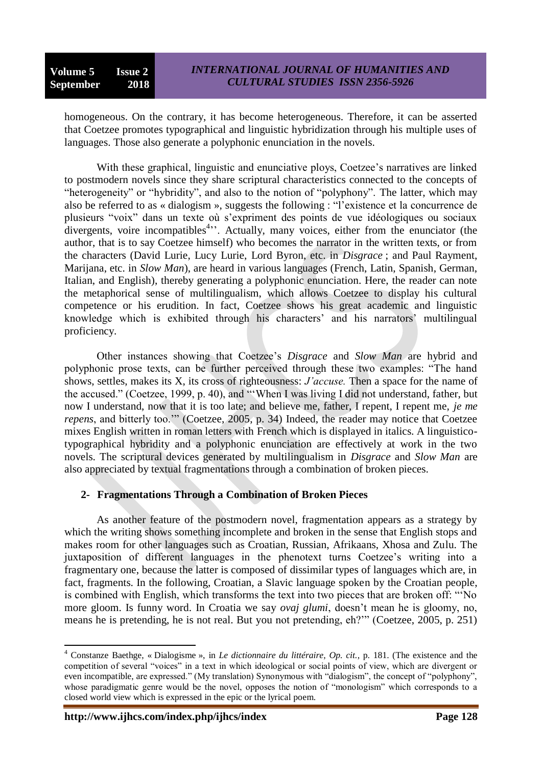homogeneous. On the contrary, it has become heterogeneous. Therefore, it can be asserted that Coetzee promotes typographical and linguistic hybridization through his multiple uses of languages. Those also generate a polyphonic enunciation in the novels.

With these graphical, linguistic and enunciative ploys, Coetzee's narratives are linked to postmodern novels since they share scriptural characteristics connected to the concepts of "heterogeneity" or "hybridity", and also to the notion of "polyphony". The latter, which may also be referred to as « dialogism », suggests the following : "l'existence et la concurrence de plusieurs "voix" dans un texte où s'expriment des points de vue idéologiques ou sociaux divergents, voire incompatibles[4]''. Actually, many voices, either from the enunciator (the author, that is to say Coetzee himself) who becomes the narrator in the written texts, or from the characters (David Lurie, Lucy Lurie, Lord Byron, etc. in *Disgrace* ; and Paul Rayment, Marijana, etc. in *Slow Man*), are heard in various languages (French, Latin, Spanish, German, Italian, and English), thereby generating a polyphonic enunciation. Here, the reader can note the metaphorical sense of multilingualism, which allows Coetzee to display his cultural competence or his erudition. In fact, Coetzee shows his great academic and linguistic knowledge which is exhibited through his characters' and his narrators' multilingual proficiency.

Other instances showing that Coetzee's *Disgrace* and *Slow Man* are hybrid and polyphonic prose texts, can be further perceived through these two examples: "The hand shows, settles, makes its X, its cross of righteousness: *J'accuse.* Then a space for the name of the accused." (Coetzee, 1999, p. 40), and "'When I was living I did not understand, father, but now I understand, now that it is too late; and believe me, father, I repent, I repent me, *je me repens*, and bitterly too.'" (Coetzee, 2005, p. 34) Indeed, the reader may notice that Coetzee mixes English written in roman letters with French which is displayed in italics. A linguistico-typographical hybridity and a polyphonic enunciation are effectively at work in the two novels. The scriptural devices generated by multilingualism in *Disgrace* and *Slow Man* are also appreciated by textual fragmentations through a combination of broken pieces.

## 2- Fragmentations Through a Combination of Broken Pieces

As another feature of the postmodern novel, fragmentation appears as a strategy by which the writing shows something incomplete and broken in the sense that English stops and makes room for other languages such as Croatian, Russian, Afrikaans, Xhosa and Zulu. The juxtaposition of different languages in the phenotext turns Coetzee's writing into a fragmentary one, because the latter is composed of dissimilar types of languages which are, in fact, fragments. In the following, Croatian, a Slavic language spoken by the Croatian people, is combined with English, which transforms the text into two pieces that are broken off: "'No more gloom. Is funny word. In Croatia we say *ovaj glumi*, doesn't mean he is gloomy, no, means he is pretending, he is not real. But you not pretending, eh?'" (Coetzee, 2005, p. 251)

---

[4] Constanze Baethge, « Dialogisme », in *Le dictionnaire du littéraire*, *Op. cit.*, p. 181. (The existence and the competition of several "voices" in a text in which ideological or social points of view, which are divergent or even incompatible, are expressed." (My translation) Synonymous with "dialogism", the concept of "polyphony", whose paradigmatic genre would be the novel, opposes the notion of "monologism" which corresponds to a closed world view which is expressed in the epic or the lyrical poem.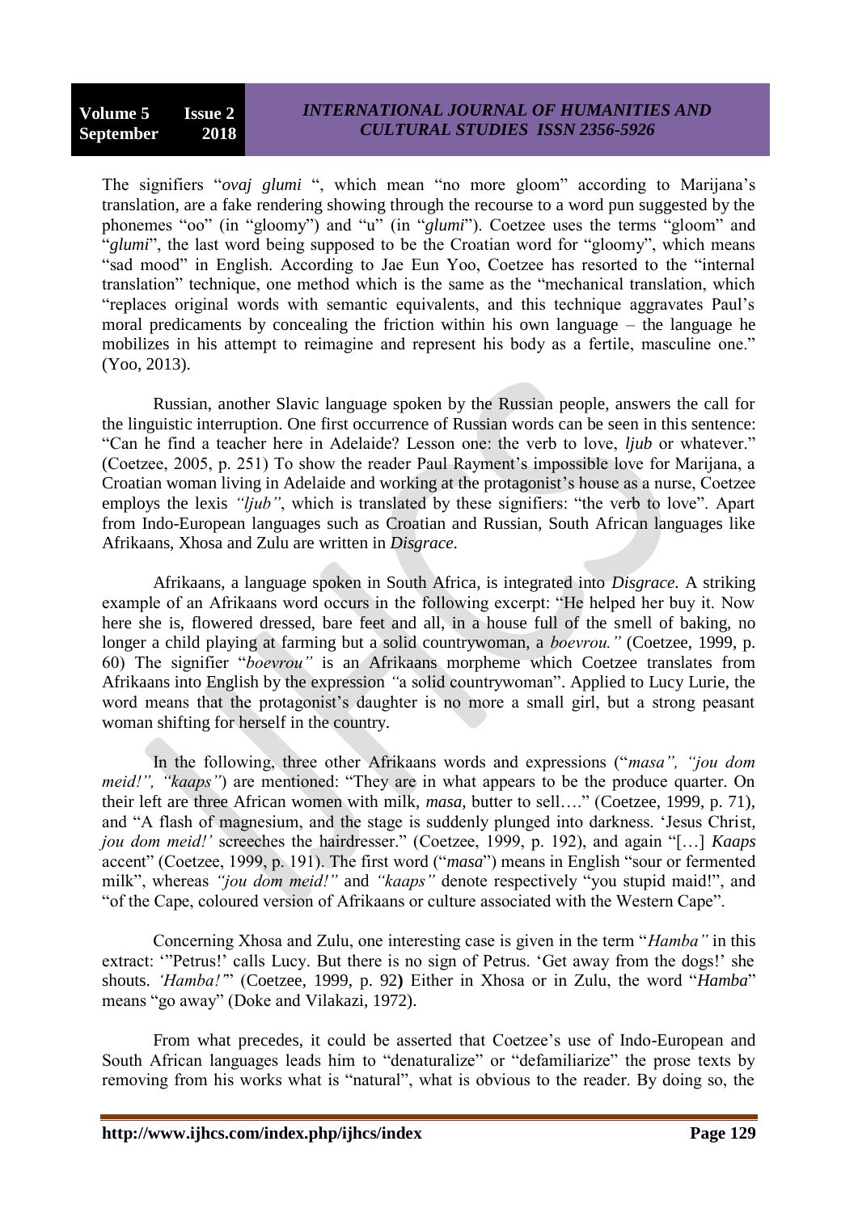The signifiers "*ovaj glumi* ", which mean "no more gloom" according to Marijana's translation, are a fake rendering showing through the recourse to a word pun suggested by the phonemes "oo" (in "gloomy") and "u" (in "*glumi*"). Coetzee uses the terms "gloom" and "*glumi*", the last word being supposed to be the Croatian word for "gloomy", which means "sad mood" in English. According to Jae Eun Yoo, Coetzee has resorted to the "internal translation" technique, one method which is the same as the "mechanical translation, which "replaces original words with semantic equivalents, and this technique aggravates Paul's moral predicaments by concealing the friction within his own language – the language he mobilizes in his attempt to reimagine and represent his body as a fertile, masculine one." (Yoo, 2013).

Russian, another Slavic language spoken by the Russian people, answers the call for the linguistic interruption. One first occurrence of Russian words can be seen in this sentence: "Can he find a teacher here in Adelaide? Lesson one: the verb to love, *ljub* or whatever." (Coetzee, 2005, p. 251) To show the reader Paul Rayment's impossible love for Marijana, a Croatian woman living in Adelaide and working at the protagonist's house as a nurse, Coetzee employs the lexis *"ljub"*, which is translated by these signifiers: "the verb to love". Apart from Indo-European languages such as Croatian and Russian, South African languages like Afrikaans, Xhosa and Zulu are written in *Disgrace*.

Afrikaans, a language spoken in South Africa, is integrated into *Disgrace*. A striking example of an Afrikaans word occurs in the following excerpt: "He helped her buy it. Now here she is, flowered dressed, bare feet and all, in a house full of the smell of baking, no longer a child playing at farming but a solid countrywoman, a *boevrou."* (Coetzee, 1999, p. 60) The signifier "*boevrou"* is an Afrikaans morpheme which Coetzee translates from Afrikaans into English by the expression *"*a solid countrywoman". Applied to Lucy Lurie, the word means that the protagonist's daughter is no more a small girl, but a strong peasant woman shifting for herself in the country.

In the following, three other Afrikaans words and expressions ("*masa", "jou dom meid!", "kaaps"*) are mentioned: "They are in what appears to be the produce quarter. On their left are three African women with milk, *masa*, butter to sell…." (Coetzee, 1999, p. 71), and "A flash of magnesium, and the stage is suddenly plunged into darkness. 'Jesus Christ, *jou dom meid!'* screeches the hairdresser." (Coetzee, 1999, p. 192), and again "[…] *Kaaps* accent" (Coetzee, 1999, p. 191). The first word ("*masa*") means in English "sour or fermented milk", whereas *"jou dom meid!"* and *"kaaps"* denote respectively "you stupid maid!", and "of the Cape, coloured version of Afrikaans or culture associated with the Western Cape".

Concerning Xhosa and Zulu, one interesting case is given in the term "*Hamba"* in this extract: '"Petrus!' calls Lucy. But there is no sign of Petrus. 'Get away from the dogs!' she shouts. *'Hamba!'*" (Coetzee, 1999, p. 92**)** Either in Xhosa or in Zulu, the word "*Hamba*" means "go away" (Doke and Vilakazi, 1972).

From what precedes, it could be asserted that Coetzee's use of Indo-European and South African languages leads him to "denaturalize" or "defamiliarize" the prose texts by removing from his works what is "natural", what is obvious to the reader. By doing so, the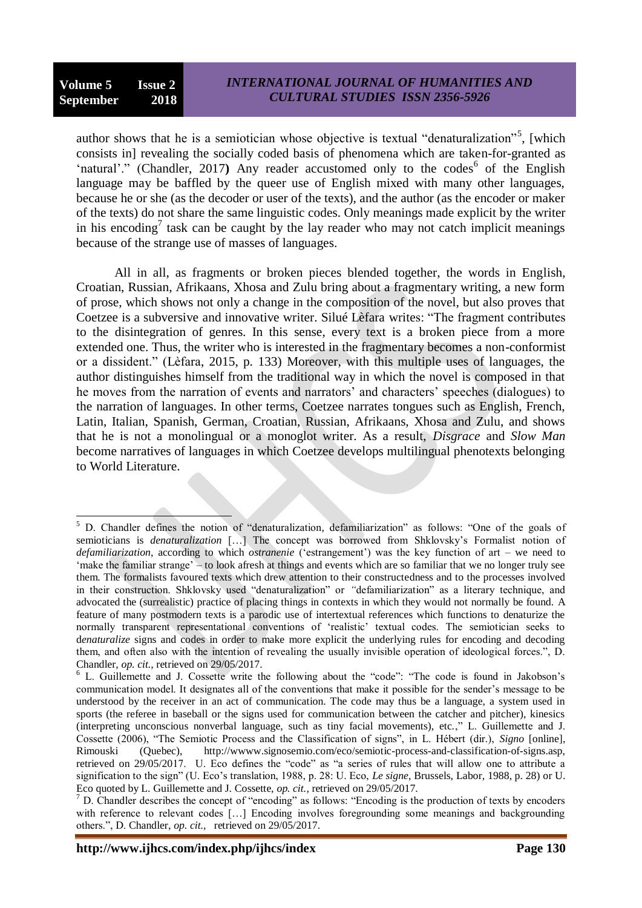author shows that he is a semiotician whose objective is textual "denaturalization"[5], [which consists in] revealing the socially coded basis of phenomena which are taken-for-granted as 'natural'." (Chandler, 2017**)** Any reader accustomed only to the codes[6] of the English language may be baffled by the queer use of English mixed with many other languages, because he or she (as the decoder or user of the texts), and the author (as the encoder or maker of the texts) do not share the same linguistic codes. Only meanings made explicit by the writer in his encoding[7] task can be caught by the lay reader who may not catch implicit meanings because of the strange use of masses of languages.

All in all, as fragments or broken pieces blended together, the words in English, Croatian, Russian, Afrikaans, Xhosa and Zulu bring about a fragmentary writing, a new form of prose, which shows not only a change in the composition of the novel, but also proves that Coetzee is a subversive and innovative writer. Silué Lèfara writes: "The fragment contributes to the disintegration of genres. In this sense, every text is a broken piece from a more extended one. Thus, the writer who is interested in the fragmentary becomes a non-conformist or a dissident." (Lèfara, 2015, p. 133) Moreover, with this multiple uses of languages, the author distinguishes himself from the traditional way in which the novel is composed in that he moves from the narration of events and narrators' and characters' speeches (dialogues) to the narration of languages. In other terms, Coetzee narrates tongues such as English, French, Latin, Italian, Spanish, German, Croatian, Russian, Afrikaans, Xhosa and Zulu, and shows that he is not a monolingual or a monoglot writer. As a result, *Disgrace* and *Slow Man* become narratives of languages in which Coetzee develops multilingual phenotexts belonging to World Literature.

---

[5] D. Chandler defines the notion of "denaturalization, defamiliarization" as follows: "One of the goals of semioticians is *denaturalization* […] The concept was borrowed from Shklovsky's Formalist notion of *defamiliarization*, according to which *ostranenie* ('estrangement') was the key function of art – we need to 'make the familiar strange' – to look afresh at things and events which are so familiar that we no longer truly see them. The formalists favoured texts which drew attention to their constructedness and to the processes involved in their construction. Shklovsky used "denaturalization" or "defamiliarization" as a literary technique, and advocated the (surrealistic) practice of placing things in contexts in which they would not normally be found. A feature of many postmodern texts is a parodic use of intertextual references which functions to denaturize the normally transparent representational conventions of 'realistic' textual codes. The semiotician seeks to d*enaturalize* signs and codes in order to make more explicit the underlying rules for encoding and decoding them, and often also with the intention of revealing the usually invisible operation of ideological forces.", D. Chandler, *op. cit.,* retrieved on 29/05/2017.

[6] L. Guillemette and J. Cossette write the following about the "code": "The code is found in Jakobson's communication model. It designates all of the conventions that make it possible for the sender's message to be understood by the receiver in an act of communication. The code may thus be a language, a system used in sports (the referee in baseball or the signs used for communication between the catcher and pitcher), kinesics (interpreting unconscious nonverbal language, such as tiny facial movements), etc.," L. Guillemette and J. Cossette (2006), "The Semiotic Process and the Classification of signs", in L. Hébert (dir.), *Signo* [online], Rimouski (Quebec), http://wwww.signosemio.com/eco/semiotic-process-and-classification-of-signs.asp, retrieved on 29/05/2017. U. Eco defines the "code" as "a series of rules that will allow one to attribute a signification to the sign" (U. Eco's translation, 1988, p. 28: U. Eco, *Le signe*, Brussels, Labor, 1988, p. 28) or U. Eco quoted by L. Guillemette and J. Cossette, *op. cit.,* retrieved on 29/05/2017.

[7] D. Chandler describes the concept of "encoding" as follows: "Encoding is the production of texts by encoders with reference to relevant codes […] Encoding involves foregrounding some meanings and backgrounding others.", D. Chandler, *op. cit.,* retrieved on 29/05/2017.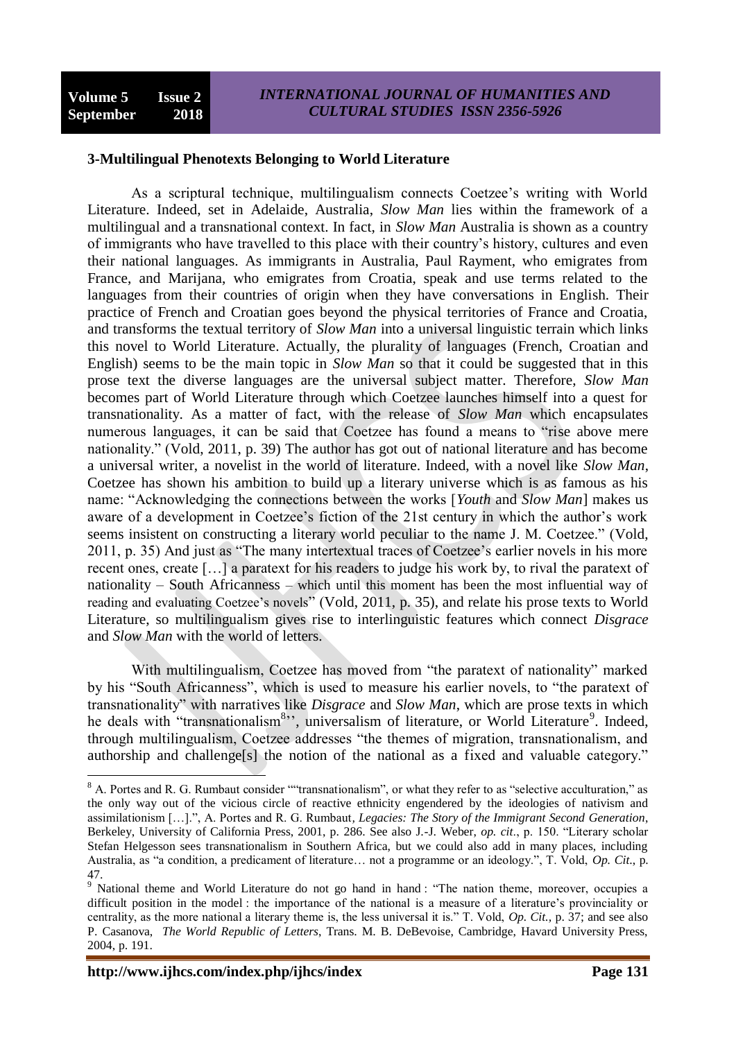### 3-Multilingual Phenotexts Belonging to World Literature

As a scriptural technique, multilingualism connects Coetzee's writing with World Literature. Indeed, set in Adelaide, Australia, *Slow Man* lies within the framework of a multilingual and a transnational context. In fact, in *Slow Man* Australia is shown as a country of immigrants who have travelled to this place with their country's history, cultures and even their national languages. As immigrants in Australia, Paul Rayment, who emigrates from France, and Marijana, who emigrates from Croatia, speak and use terms related to the languages from their countries of origin when they have conversations in English. Their practice of French and Croatian goes beyond the physical territories of France and Croatia, and transforms the textual territory of *Slow Man* into a universal linguistic terrain which links this novel to World Literature. Actually, the plurality of languages (French, Croatian and English) seems to be the main topic in *Slow Man* so that it could be suggested that in this prose text the diverse languages are the universal subject matter. Therefore, *Slow Man* becomes part of World Literature through which Coetzee launches himself into a quest for transnationality. As a matter of fact, with the release of *Slow Man* which encapsulates numerous languages, it can be said that Coetzee has found a means to "rise above mere nationality." (Vold, 2011, p. 39) The author has got out of national literature and has become a universal writer, a novelist in the world of literature. Indeed, with a novel like *Slow Man*, Coetzee has shown his ambition to build up a literary universe which is as famous as his name: "Acknowledging the connections between the works [*Youth* and *Slow Man*] makes us aware of a development in Coetzee's fiction of the 21st century in which the author's work seems insistent on constructing a literary world peculiar to the name J. M. Coetzee." (Vold, 2011, p. 35) And just as "The many intertextual traces of Coetzee's earlier novels in his more recent ones, create […] a paratext for his readers to judge his work by, to rival the paratext of nationality – South Africanness – which until this moment has been the most influential way of reading and evaluating Coetzee's novels" (Vold, 2011, p. 35), and relate his prose texts to World Literature, so multilingualism gives rise to interlinguistic features which connect *Disgrace* and *Slow Man* with the world of letters.

With multilingualism, Coetzee has moved from "the paratext of nationality" marked by his "South Africanness", which is used to measure his earlier novels, to "the paratext of transnationality" with narratives like *Disgrace* and *Slow Man*, which are prose texts in which he deals with "transnationalism[8]", universalism of literature, or World Literature[9]. Indeed, through multilingualism, Coetzee addresses "the themes of migration, transnationalism, and authorship and challenge[s] the notion of the national as a fixed and valuable category."

---

[8] A. Portes and R. G. Rumbaut consider ""transnationalism", or what they refer to as "selective acculturation," as the only way out of the vicious circle of reactive ethnicity engendered by the ideologies of nativism and assimilationism […].", A. Portes and R. G. Rumbaut, *Legacies: The Story of the Immigrant Second Generation*, Berkeley, University of California Press, 2001, p. 286. See also J.-J. Weber, *op. cit*., p. 150. "Literary scholar Stefan Helgesson sees transnationalism in Southern Africa, but we could also add in many places, including Australia, as "a condition, a predicament of literature… not a programme or an ideology.", T. Vold, *Op. Cit.*, p. 47.

[9] National theme and World Literature do not go hand in hand : "The nation theme, moreover, occupies a difficult position in the model : the importance of the national is a measure of a literature's provinciality or centrality, as the more national a literary theme is, the less universal it is." T. Vold, *Op. Cit.*, p. 37; and see also P. Casanova, *The World Republic of Letters*, Trans. M. B. DeBevoise, Cambridge, Havard University Press, 2004, p. 191.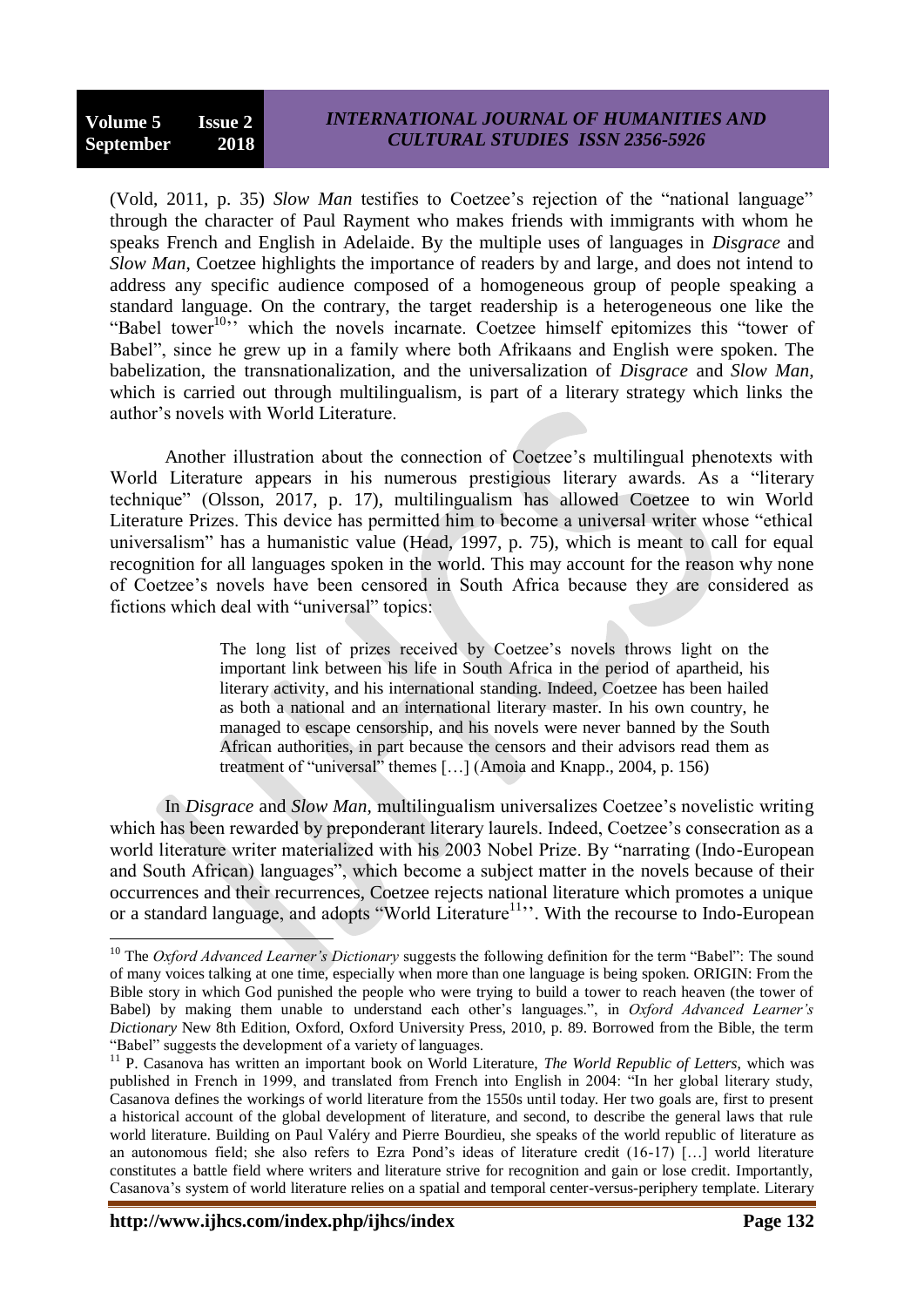(Vold, 2011, p. 35) *Slow Man* testifies to Coetzee's rejection of the "national language" through the character of Paul Rayment who makes friends with immigrants with whom he speaks French and English in Adelaide. By the multiple uses of languages in *Disgrace* and *Slow Man*, Coetzee highlights the importance of readers by and large, and does not intend to address any specific audience composed of a homogeneous group of people speaking a standard language. On the contrary, the target readership is a heterogeneous one like the "Babel tower[10]" which the novels incarnate. Coetzee himself epitomizes this "tower of Babel", since he grew up in a family where both Afrikaans and English were spoken. The babelization, the transnationalization, and the universalization of *Disgrace* and *Slow Man*, which is carried out through multilingualism, is part of a literary strategy which links the author's novels with World Literature.

Another illustration about the connection of Coetzee's multilingual phenotexts with World Literature appears in his numerous prestigious literary awards. As a "literary technique" (Olsson, 2017, p. 17), multilingualism has allowed Coetzee to win World Literature Prizes. This device has permitted him to become a universal writer whose "ethical universalism" has a humanistic value (Head, 1997, p. 75), which is meant to call for equal recognition for all languages spoken in the world. This may account for the reason why none of Coetzee's novels have been censored in South Africa because they are considered as fictions which deal with "universal" topics:

> The long list of prizes received by Coetzee's novels throws light on the important link between his life in South Africa in the period of apartheid, his literary activity, and his international standing. Indeed, Coetzee has been hailed as both a national and an international literary master. In his own country, he managed to escape censorship, and his novels were never banned by the South African authorities, in part because the censors and their advisors read them as treatment of "universal" themes […] (Amoia and Knapp., 2004, p. 156)

In *Disgrace* and *Slow Man*, multilingualism universalizes Coetzee's novelistic writing which has been rewarded by preponderant literary laurels. Indeed, Coetzee's consecration as a world literature writer materialized with his 2003 Nobel Prize. By "narrating (Indo-European and South African) languages", which become a subject matter in the novels because of their occurrences and their recurrences, Coetzee rejects national literature which promotes a unique or a standard language, and adopts "World Literature[11]". With the recourse to Indo-European

---

[10] The *Oxford Advanced Learner's Dictionary* suggests the following definition for the term "Babel": The sound of many voices talking at one time, especially when more than one language is being spoken. ORIGIN: From the Bible story in which God punished the people who were trying to build a tower to reach heaven (the tower of Babel) by making them unable to understand each other's languages.", in *Oxford Advanced Learner's Dictionary* New 8th Edition, Oxford, Oxford University Press, 2010, p. 89. Borrowed from the Bible, the term "Babel" suggests the development of a variety of languages.

[11] P. Casanova has written an important book on World Literature, *The World Republic of Letters*, which was published in French in 1999, and translated from French into English in 2004: "In her global literary study, Casanova defines the workings of world literature from the 1550s until today. Her two goals are, first to present a historical account of the global development of literature, and second, to describe the general laws that rule world literature. Building on Paul Valéry and Pierre Bourdieu, she speaks of the world republic of literature as an autonomous field; she also refers to Ezra Pond's ideas of literature credit (16-17) […] world literature constitutes a battle field where writers and literature strive for recognition and gain or lose credit. Importantly, Casanova's system of world literature relies on a spatial and temporal center-versus-periphery template. Literary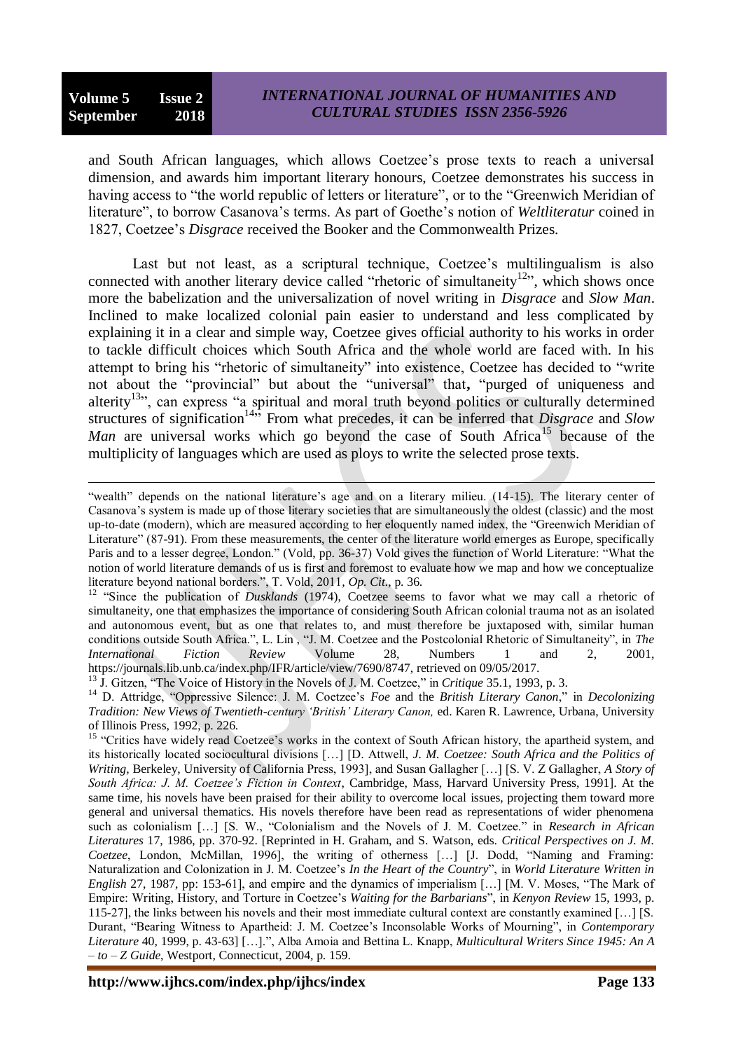and South African languages, which allows Coetzee's prose texts to reach a universal dimension, and awards him important literary honours, Coetzee demonstrates his success in having access to "the world republic of letters or literature", or to the "Greenwich Meridian of literature", to borrow Casanova's terms. As part of Goethe's notion of *Weltliteratur* coined in 1827, Coetzee's *Disgrace* received the Booker and the Commonwealth Prizes.

Last but not least, as a scriptural technique, Coetzee's multilingualism is also connected with another literary device called "rhetoric of simultaneity[12]", which shows once more the babelization and the universalization of novel writing in *Disgrace* and *Slow Man*. Inclined to make localized colonial pain easier to understand and less complicated by explaining it in a clear and simple way, Coetzee gives official authority to his works in order to tackle difficult choices which South Africa and the whole world are faced with. In his attempt to bring his "rhetoric of simultaneity" into existence, Coetzee has decided to "write not about the "provincial" but about the "universal" that, "purged of uniqueness and alterity[13]", can express "a spiritual and moral truth beyond politics or culturally determined structures of signification[14]" From what precedes, it can be inferred that *Disgrace* and *Slow Man* are universal works which go beyond the case of South Africa[15] because of the multiplicity of languages which are used as ploys to write the selected prose texts.

---

"wealth" depends on the national literature's age and on a literary milieu. (14-15). The literary center of Casanova's system is made up of those literary societies that are simultaneously the oldest (classic) and the most up-to-date (modern), which are measured according to her eloquently named index, the "Greenwich Meridian of Literature" (87-91). From these measurements, the center of the literature world emerges as Europe, specifically Paris and to a lesser degree, London." (Vold, pp. 36-37) Vold gives the function of World Literature: "What the notion of world literature demands of us is first and foremost to evaluate how we map and how we conceptualize literature beyond national borders.", T. Vold, 2011, *Op. Cit.*, p. 36.

[12] "Since the publication of *Dusklands* (1974), Coetzee seems to favor what we may call a rhetoric of simultaneity, one that emphasizes the importance of considering South African colonial trauma not as an isolated and autonomous event, but as one that relates to, and must therefore be juxtaposed with, similar human conditions outside South Africa.", L. Lin , "J. M. Coetzee and the Postcolonial Rhetoric of Simultaneity", in *The International Fiction Review* Volume 28, Numbers 1 and 2, 2001, https://journals.lib.unb.ca/index.php/IFR/article/view/7690/8747, retrieved on 09/05/2017.

[13] J. Gitzen, "The Voice of History in the Novels of J. M. Coetzee," in *Critique* 35.1, 1993, p. 3.

[14] D. Attridge, "Oppressive Silence: J. M. Coetzee's *Foe* and the *British Literary Canon*," in *Decolonizing Tradition: New Views of Twentieth-century 'British' Literary Canon,* ed. Karen R. Lawrence, Urbana, University of Illinois Press, 1992, p. 226.

[15] "Critics have widely read Coetzee's works in the context of South African history, the apartheid system, and its historically located sociocultural divisions […] [D. Attwell, *J. M. Coetzee: South Africa and the Politics of Writing*, Berkeley, University of California Press, 1993], and Susan Gallagher […] [S. V. Z Gallagher, *A Story of South Africa: J. M. Coetzee's Fiction in Context*, Cambridge, Mass, Harvard University Press, 1991]. At the same time, his novels have been praised for their ability to overcome local issues, projecting them toward more general and universal thematics. His novels therefore have been read as representations of wider phenomena such as colonialism […] [S. W., "Colonialism and the Novels of J. M. Coetzee." in *Research in African Literatures* 17, 1986, pp. 370-92. [Reprinted in H. Graham, and S. Watson, eds. *Critical Perspectives on J. M. Coetzee*, London, McMillan, 1996], the writing of otherness […] [J. Dodd, "Naming and Framing: Naturalization and Colonization in J. M. Coetzee's *In the Heart of the Country*", in *World Literature Written in English* 27, 1987, pp: 153-61], and empire and the dynamics of imperialism […] [M. V. Moses, "The Mark of Empire: Writing, History, and Torture in Coetzee's *Waiting for the Barbarians*", in *Kenyon Review* 15, 1993, p. 115-27], the links between his novels and their most immediate cultural context are constantly examined […] [S. Durant, "Bearing Witness to Apartheid: J. M. Coetzee's Inconsolable Works of Mourning", in *Contemporary Literature* 40, 1999, p. 43-63] […].", Alba Amoia and Bettina L. Knapp, *Multicultural Writers Since 1945: An A – to – Z Guide*, Westport, Connecticut, 2004, p. 159.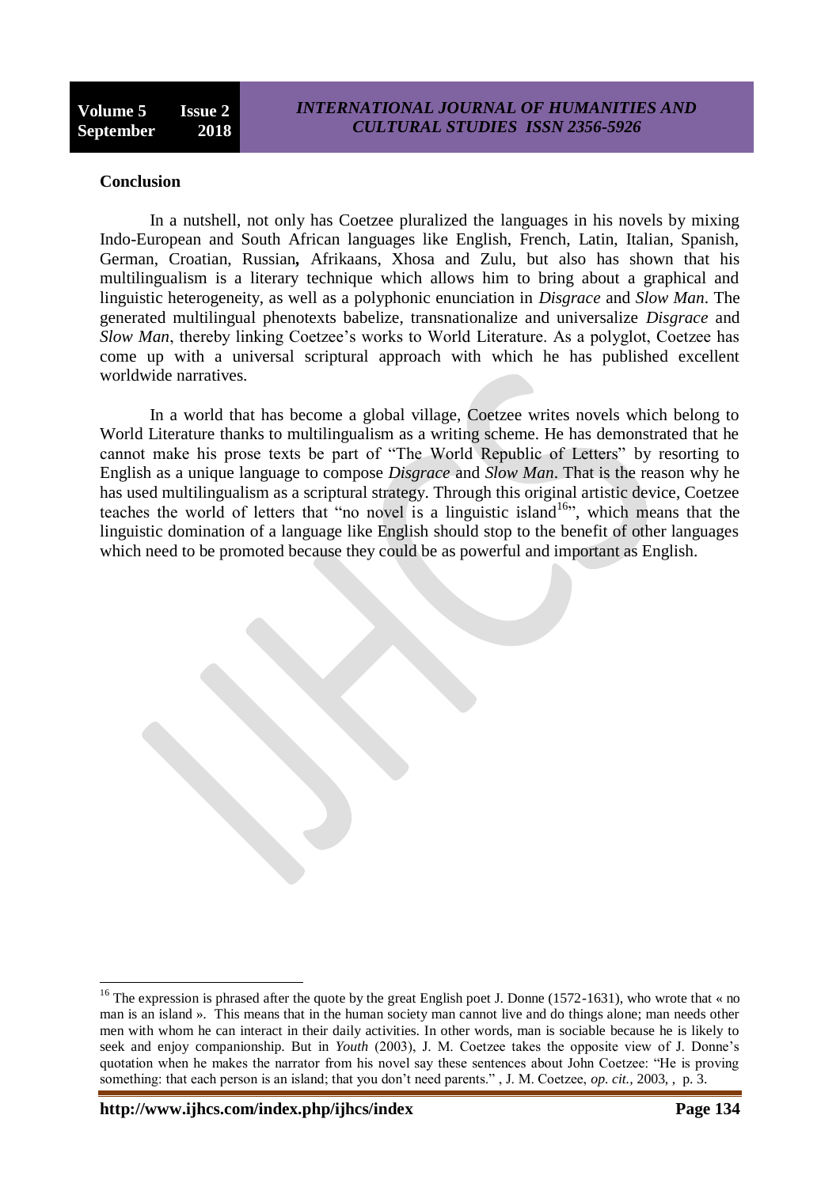## Conclusion

In a nutshell, not only has Coetzee pluralized the languages in his novels by mixing Indo-European and South African languages like English, French, Latin, Italian, Spanish, German, Croatian, Russian**,** Afrikaans, Xhosa and Zulu, but also has shown that his multilingualism is a literary technique which allows him to bring about a graphical and linguistic heterogeneity, as well as a polyphonic enunciation in *Disgrace* and *Slow Man*. The generated multilingual phenotexts babelize, transnationalize and universalize *Disgrace* and *Slow Man*, thereby linking Coetzee's works to World Literature. As a polyglot, Coetzee has come up with a universal scriptural approach with which he has published excellent worldwide narratives.

In a world that has become a global village, Coetzee writes novels which belong to World Literature thanks to multilingualism as a writing scheme. He has demonstrated that he cannot make his prose texts be part of "The World Republic of Letters" by resorting to English as a unique language to compose *Disgrace* and *Slow Man*. That is the reason why he has used multilingualism as a scriptural strategy. Through this original artistic device, Coetzee teaches the world of letters that "no novel is a linguistic island[16]", which means that the linguistic domination of a language like English should stop to the benefit of other languages which need to be promoted because they could be as powerful and important as English.

---

[16] The expression is phrased after the quote by the great English poet J. Donne (1572-1631), who wrote that « no man is an island ». This means that in the human society man cannot live and do things alone; man needs other men with whom he can interact in their daily activities. In other words, man is sociable because he is likely to seek and enjoy companionship. But in *Youth* (2003), J. M. Coetzee takes the opposite view of J. Donne's quotation when he makes the narrator from his novel say these sentences about John Coetzee: "He is proving something: that each person is an island; that you don't need parents." , J. M. Coetzee, *op. cit.*, 2003, , p. 3.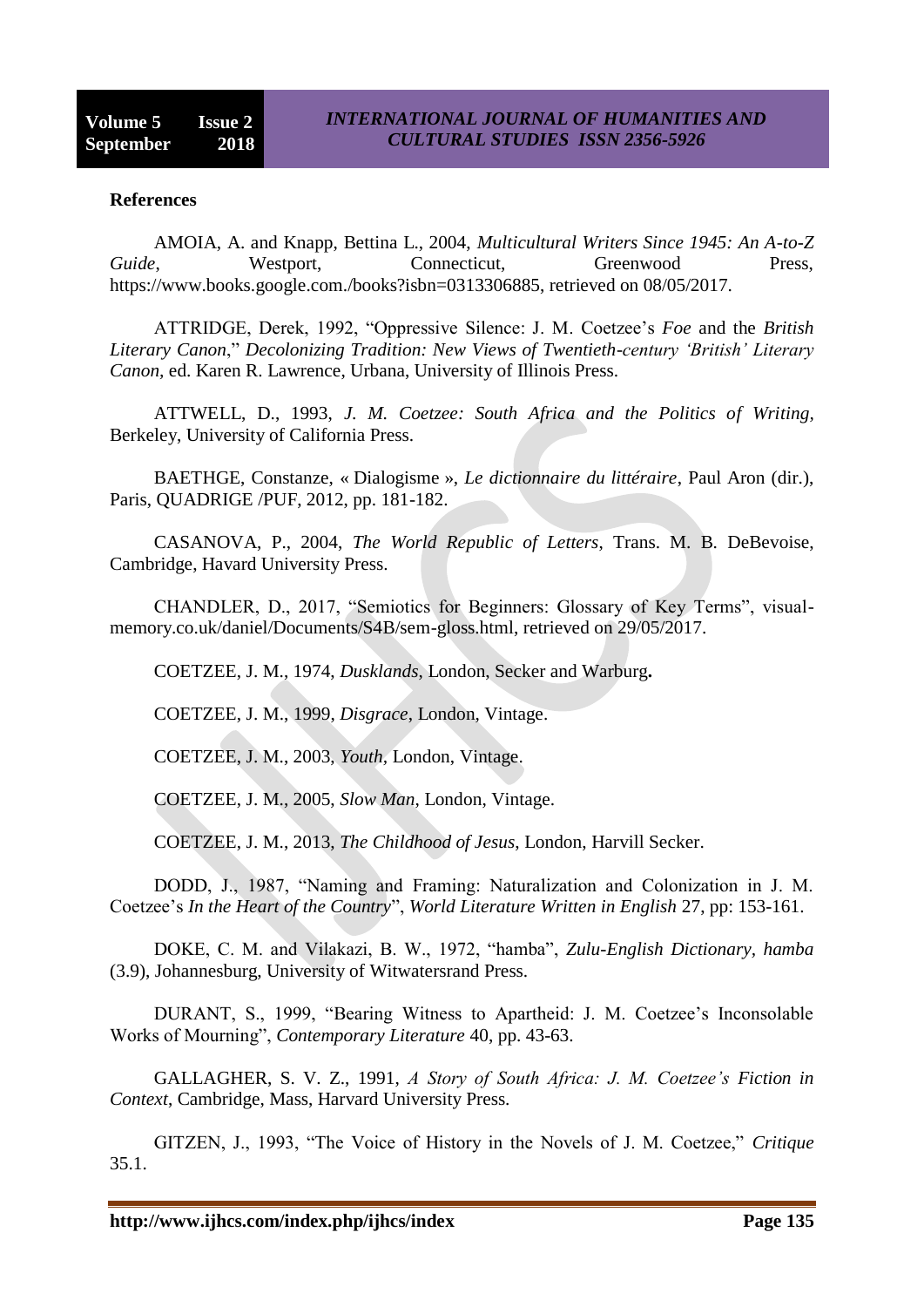**References**

AMOIA, A. and Knapp, Bettina L., 2004, *Multicultural Writers Since 1945: An A-to-Z Guide*, Westport, Connecticut, Greenwood Press, https://www.books.google.com./books?isbn=0313306885, retrieved on 08/05/2017.

ATTRIDGE, Derek, 1992, "Oppressive Silence: J. M. Coetzee's *Foe* and the *British Literary Canon*," *Decolonizing Tradition: New Views of Twentieth-century 'British' Literary Canon*, ed. Karen R. Lawrence, Urbana, University of Illinois Press.

ATTWELL, D., 1993, *J. M. Coetzee: South Africa and the Politics of Writing*, Berkeley, University of California Press.

BAETHGE, Constanze, « Dialogisme », *Le dictionnaire du littéraire*, Paul Aron (dir.), Paris, QUADRIGE /PUF, 2012, pp. 181-182.

CASANOVA, P., 2004, *The World Republic of Letters*, Trans. M. B. DeBevoise, Cambridge, Havard University Press.

CHANDLER, D., 2017, "Semiotics for Beginners: Glossary of Key Terms", visual-memory.co.uk/daniel/Documents/S4B/sem-gloss.html, retrieved on 29/05/2017.

COETZEE, J. M., 1974, *Dusklands*, London, Secker and Warburg**.**

COETZEE, J. M., 1999, *Disgrace*, London, Vintage.

COETZEE, J. M., 2003, *Youth*, London, Vintage.

COETZEE, J. M., 2005, *Slow Man*, London, Vintage.

COETZEE, J. M., 2013, *The Childhood of Jesus*, London, Harvill Secker.

DODD, J., 1987, "Naming and Framing: Naturalization and Colonization in J. M. Coetzee's *In the Heart of the Country*", *World Literature Written in English* 27, pp: 153-161.

DOKE, C. M. and Vilakazi, B. W., 1972, "hamba", *Zulu-English Dictionary, hamba* (3.9), Johannesburg, University of Witwatersrand Press.

DURANT, S., 1999, "Bearing Witness to Apartheid: J. M. Coetzee's Inconsolable Works of Mourning", *Contemporary Literature* 40, pp. 43-63.

GALLAGHER, S. V. Z., 1991, *A Story of South Africa: J. M. Coetzee's Fiction in Context*, Cambridge, Mass, Harvard University Press.

GITZEN, J., 1993, "The Voice of History in the Novels of J. M. Coetzee," *Critique* 35.1.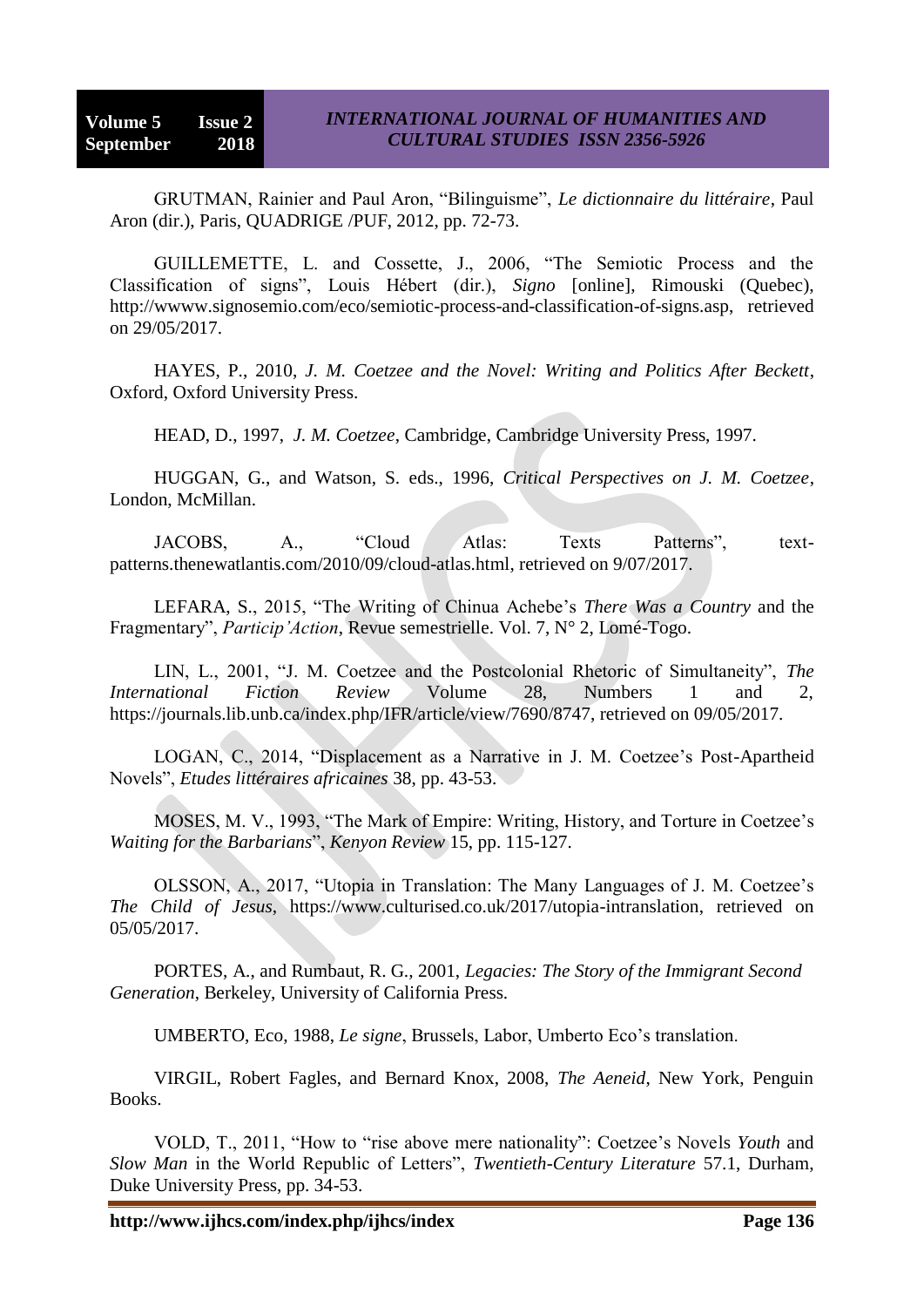GRUTMAN, Rainier and Paul Aron, “Bilinguisme”, *Le dictionnaire du littéraire*, Paul Aron (dir.), Paris, QUADRIGE /PUF, 2012, pp. 72-73.

GUILLEMETTE, L. and Cossette, J., 2006, “The Semiotic Process and the Classification of signs”, Louis Hébert (dir.), *Signo* [online], Rimouski (Quebec), http://wwww.signosemio.com/eco/semiotic-process-and-classification-of-signs.asp, retrieved on 29/05/2017.

HAYES, P., 2010, *J. M. Coetzee and the Novel: Writing and Politics After Beckett*, Oxford, Oxford University Press.

HEAD, D., 1997, *J. M. Coetzee*, Cambridge, Cambridge University Press, 1997.

HUGGAN, G., and Watson, S. eds., 1996, *Critical Perspectives on J. M. Coetzee*, London, McMillan.

JACOBS, A., “Cloud Atlas: Texts Patterns”, text-patterns.thenewatlantis.com/2010/09/cloud-atlas.html, retrieved on 9/07/2017.

LEFARA, S., 2015, “The Writing of Chinua Achebe’s *There Was a Country* and the Fragmentary”, *Particip’Action*, Revue semestrielle. Vol. 7, N° 2, Lomé-Togo.

LIN, L., 2001, “J. M. Coetzee and the Postcolonial Rhetoric of Simultaneity”, *The International Fiction Review* Volume 28, Numbers 1 and 2, https://journals.lib.unb.ca/index.php/IFR/article/view/7690/8747, retrieved on 09/05/2017.

LOGAN, C., 2014, “Displacement as a Narrative in J. M. Coetzee’s Post-Apartheid Novels”, *Etudes littéraires africaines* 38, pp. 43-53.

MOSES, M. V., 1993, “The Mark of Empire: Writing, History, and Torture in Coetzee’s *Waiting for the Barbarians*”, *Kenyon Review* 15, pp. 115-127.

OLSSON, A., 2017, “Utopia in Translation: The Many Languages of J. M. Coetzee’s *The Child of Jesus*, https://www.culturised.co.uk/2017/utopia-intranslation, retrieved on 05/05/2017.

PORTES, A., and Rumbaut, R. G., 2001, *Legacies: The Story of the Immigrant Second Generation*, Berkeley, University of California Press.

UMBERTO, Eco, 1988, *Le signe*, Brussels, Labor, Umberto Eco’s translation.

VIRGIL, Robert Fagles, and Bernard Knox, 2008, *The Aeneid*, New York, Penguin Books.

VOLD, T., 2011, “How to “rise above mere nationality”: Coetzee’s Novels *Youth* and *Slow Man* in the World Republic of Letters”, *Twentieth-Century Literature* 57.1, Durham, Duke University Press, pp. 34-53.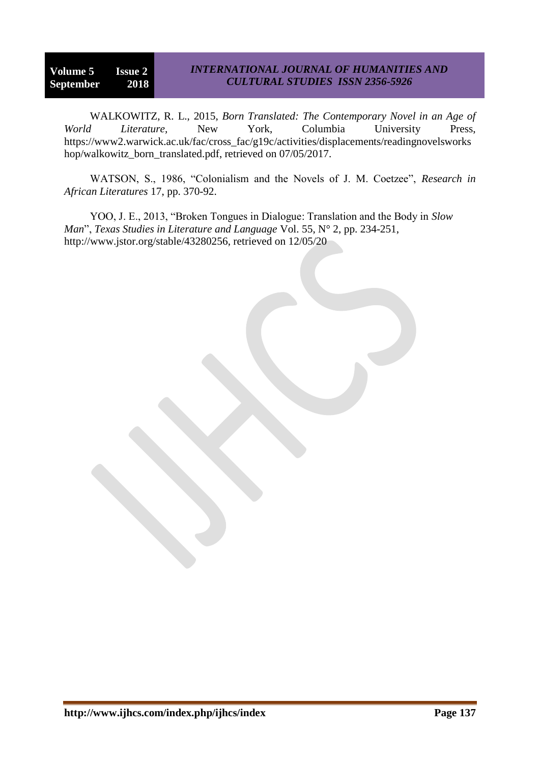WALKOWITZ, R. L., 2015, *Born Translated: The Contemporary Novel in an Age of World Literature,* New York, Columbia University Press, https://www2.warwick.ac.uk/fac/cross_fac/g19c/activities/displacements/readingnovelsworkshop/walkowitz_born_translated.pdf, retrieved on 07/05/2017.

WATSON, S., 1986, "Colonialism and the Novels of J. M. Coetzee", *Research in African Literatures* 17, pp. 370-92.

YOO, J. E., 2013, "Broken Tongues in Dialogue: Translation and the Body in *Slow Man*", *Texas Studies in Literature and Language* Vol. 55, N° 2, pp. 234-251, http://www.jstor.org/stable/43280256, retrieved on 12/05/20